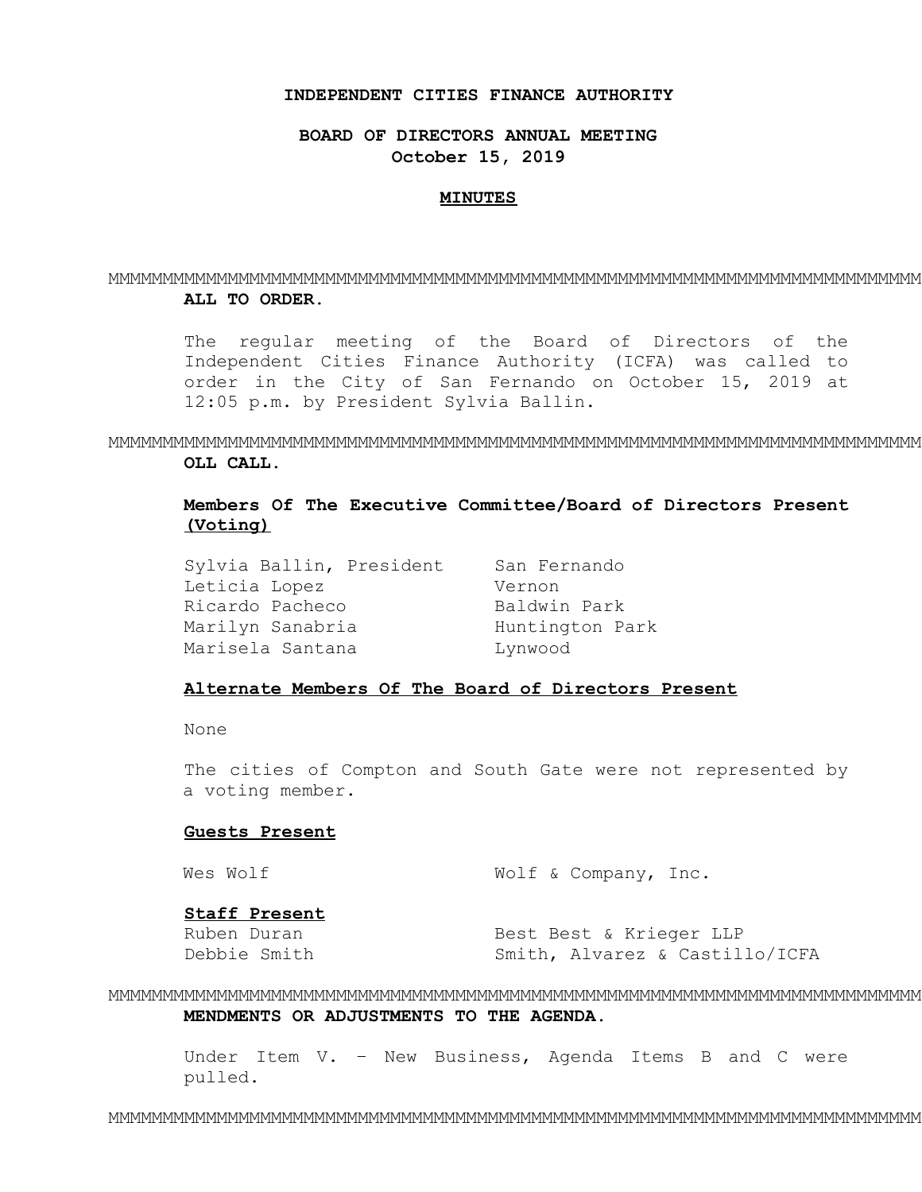**INDEPENDENT CITIES FINANCE AUTHORITY**

**BOARD OF DIRECTORS ANNUAL MEETING**
**October 15, 2019**

**MINUTES**

MMMMMMMMMMMMMMMMMMMMMMMMMMMMMMMMMMMMMMMMMMMMMMMMMMMMMMMMMMMMMMMMMMMMMMMMMMMMMMMM

**ALL TO ORDER.**

The regular meeting of the Board of Directors of the Independent Cities Finance Authority (ICFA) was called to order in the City of San Fernando on October 15, 2019 at 12:05 p.m. by President Sylvia Ballin.

MMMMMMMMMMMMMMMMMMMMMMMMMMMMMMMMMMMMMMMMMMMMMMMMMMMMMMMMMMMMMMMMMMMMMMMMMMMMMMMM

**OLL CALL.**

**Members Of The Executive Committee/Board of Directors Present (Voting)**

| | |
|---|---|
| Sylvia Ballin, President | San Fernando |
| Leticia Lopez | Vernon |
| Ricardo Pacheco | Baldwin Park |
| Marilyn Sanabria | Huntington Park |
| Marisela Santana | Lynwood |

**Alternate Members Of The Board of Directors Present**

None

The cities of Compton and South Gate were not represented by a voting member.

**Guests Present**

| | |
|---|---|
| Wes Wolf | Wolf & Company, Inc. |

**Staff Present**

| | |
|---|---|
| Ruben Duran | Best Best & Krieger LLP |
| Debbie Smith | Smith, Alvarez & Castillo/ICFA |

MMMMMMMMMMMMMMMMMMMMMMMMMMMMMMMMMMMMMMMMMMMMMMMMMMMMMMMMMMMMMMMMMMMMMMMMMMMMMMMM

**MENDMENTS OR ADJUSTMENTS TO THE AGENDA.**

Under Item V. – New Business, Agenda Items B and C were pulled.

MMMMMMMMMMMMMMMMMMMMMMMMMMMMMMMMMMMMMMMMMMMMMMMMMMMMMMMMMMMMMMMMMMMMMMMMMMMMMMMM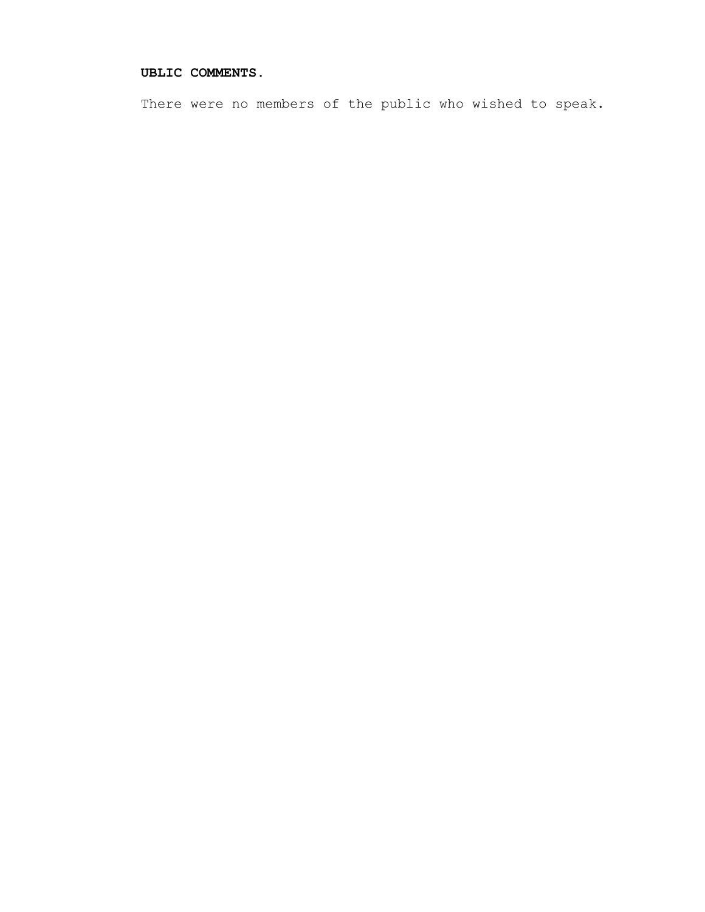**UBLIC COMMENTS.**

There were no members of the public who wished to speak.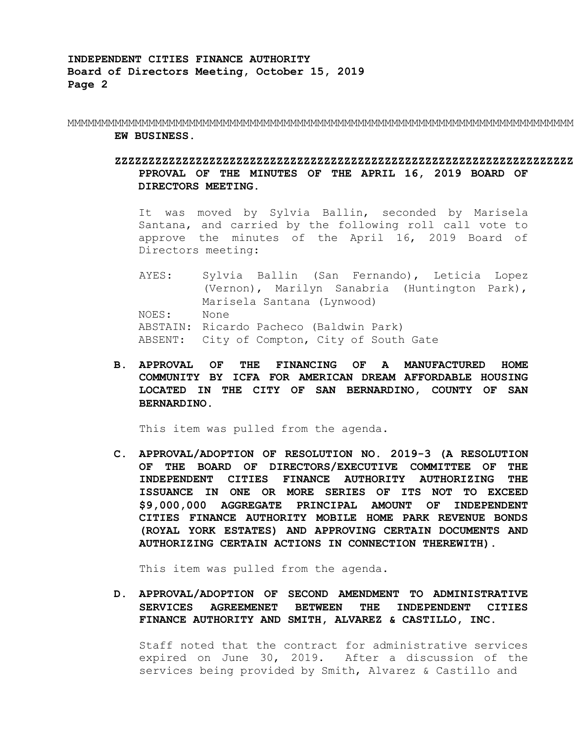MMMMMMMMMMMMMMMMMMMMMMMMMMMMMMMMMMMMMMMMMMMMMMMMMMMMMMMMMMMMMMMMMMMMMMMMMMMMMM
**EW BUSINESS.**

**ZZZZZZZZZZZZZZZZZZZZZZZZZZZZZZZZZZZZZZZZZZZZZZZZZZZZZZZZZZZZZZ**
**PPROVAL OF THE MINUTES OF THE APRIL 16, 2019 BOARD OF DIRECTORS MEETING.**

It was moved by Sylvia Ballin, seconded by Marisela Santana, and carried by the following roll call vote to approve the minutes of the April 16, 2019 Board of Directors meeting:

AYES: Sylvia Ballin (San Fernando), Leticia Lopez (Vernon), Marilyn Sanabria (Huntington Park), Marisela Santana (Lynwood)
NOES: None
ABSTAIN: Ricardo Pacheco (Baldwin Park)
ABSENT: City of Compton, City of South Gate

**B. APPROVAL OF THE FINANCING OF A MANUFACTURED HOME COMMUNITY BY ICFA FOR AMERICAN DREAM AFFORDABLE HOUSING LOCATED IN THE CITY OF SAN BERNARDINO, COUNTY OF SAN BERNARDINO.**

This item was pulled from the agenda.

**C. APPROVAL/ADOPTION OF RESOLUTION NO. 2019-3 (A RESOLUTION OF THE BOARD OF DIRECTORS/EXECUTIVE COMMITTEE OF THE INDEPENDENT CITIES FINANCE AUTHORITY AUTHORIZING THE ISSUANCE IN ONE OR MORE SERIES OF ITS NOT TO EXCEED $9,000,000 AGGREGATE PRINCIPAL AMOUNT OF INDEPENDENT CITIES FINANCE AUTHORITY MOBILE HOME PARK REVENUE BONDS (ROYAL YORK ESTATES) AND APPROVING CERTAIN DOCUMENTS AND AUTHORIZING CERTAIN ACTIONS IN CONNECTION THEREWITH).**

This item was pulled from the agenda.

**D. APPROVAL/ADOPTION OF SECOND AMENDMENT TO ADMINISTRATIVE SERVICES AGREEMENET BETWEEN THE INDEPENDENT CITIES FINANCE AUTHORITY AND SMITH, ALVAREZ & CASTILLO, INC.**

Staff noted that the contract for administrative services expired on June 30, 2019. After a discussion of the services being provided by Smith, Alvarez & Castillo and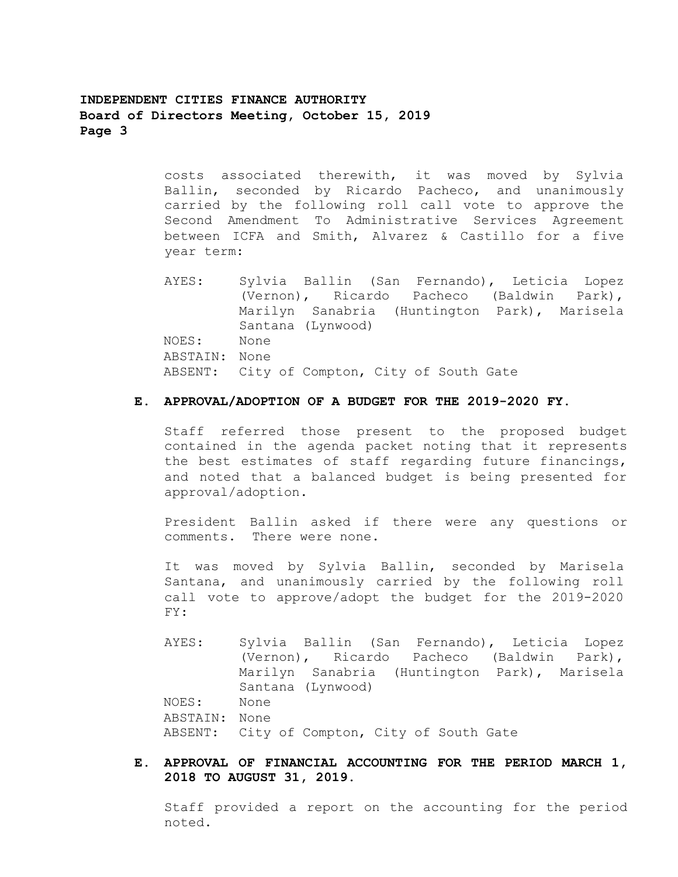costs associated therewith, it was moved by Sylvia Ballin, seconded by Ricardo Pacheco, and unanimously carried by the following roll call vote to approve the Second Amendment To Administrative Services Agreement between ICFA and Smith, Alvarez & Castillo for a five year term:

AYES: Sylvia Ballin (San Fernando), Leticia Lopez (Vernon), Ricardo Pacheco (Baldwin Park), Marilyn Sanabria (Huntington Park), Marisela Santana (Lynwood)
NOES: None
ABSTAIN: None
ABSENT: City of Compton, City of South Gate

**E. APPROVAL/ADOPTION OF A BUDGET FOR THE 2019-2020 FY.**

Staff referred those present to the proposed budget contained in the agenda packet noting that it represents the best estimates of staff regarding future financings, and noted that a balanced budget is being presented for approval/adoption.

President Ballin asked if there were any questions or comments. There were none.

It was moved by Sylvia Ballin, seconded by Marisela Santana, and unanimously carried by the following roll call vote to approve/adopt the budget for the 2019-2020 FY:

AYES: Sylvia Ballin (San Fernando), Leticia Lopez (Vernon), Ricardo Pacheco (Baldwin Park), Marilyn Sanabria (Huntington Park), Marisela Santana (Lynwood)
NOES: None
ABSTAIN: None
ABSENT: City of Compton, City of South Gate

**E. APPROVAL OF FINANCIAL ACCOUNTING FOR THE PERIOD MARCH 1, 2018 TO AUGUST 31, 2019.**

Staff provided a report on the accounting for the period noted.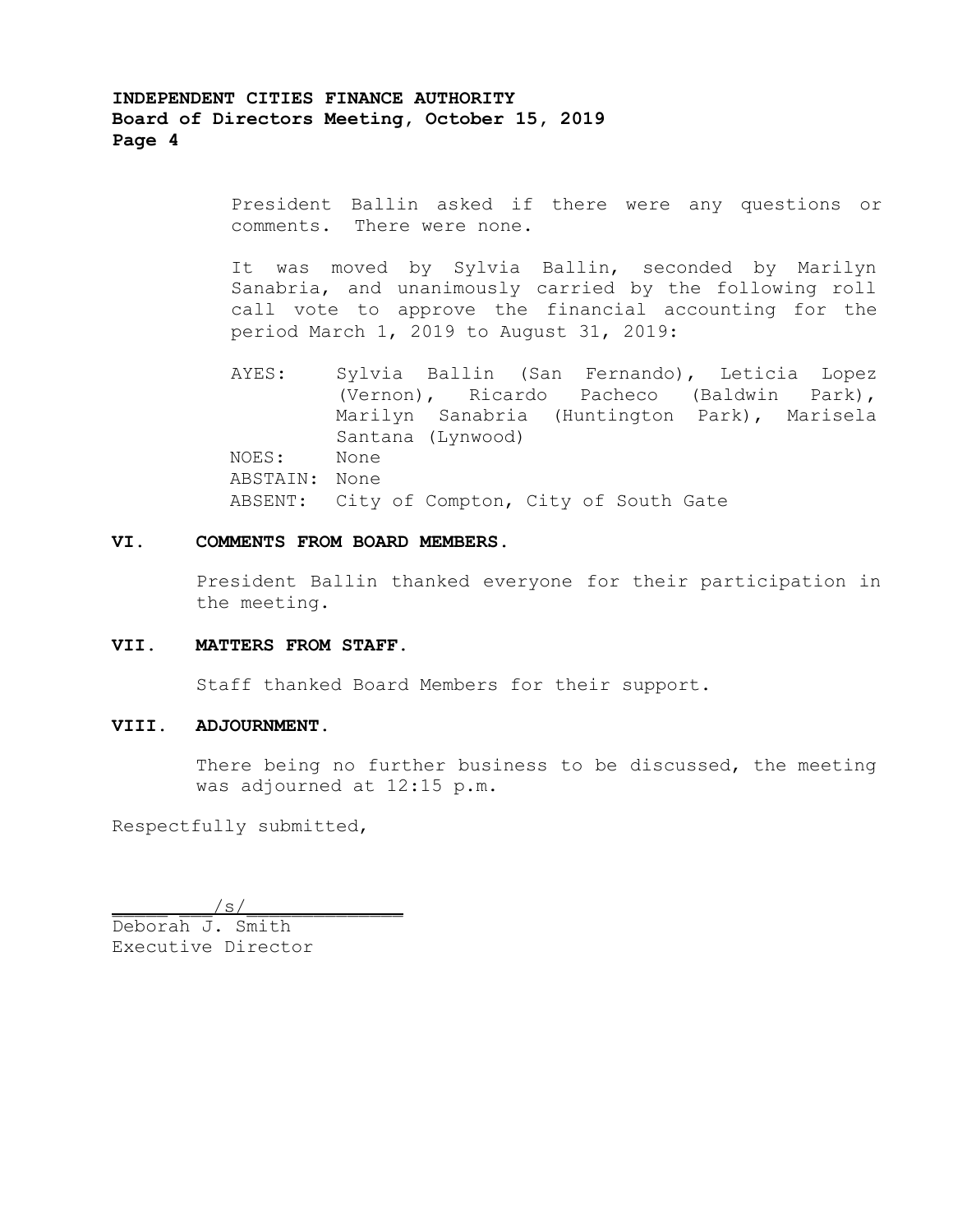President Ballin asked if there were any questions or comments. There were none.

It was moved by Sylvia Ballin, seconded by Marilyn Sanabria, and unanimously carried by the following roll call vote to approve the financial accounting for the period March 1, 2019 to August 31, 2019:

AYES: Sylvia Ballin (San Fernando), Leticia Lopez (Vernon), Ricardo Pacheco (Baldwin Park), Marilyn Sanabria (Huntington Park), Marisela Santana (Lynwood)
NOES: None
ABSTAIN: None
ABSENT: City of Compton, City of South Gate

## VI. COMMENTS FROM BOARD MEMBERS.

President Ballin thanked everyone for their participation in the meeting.

## VII. MATTERS FROM STAFF.

Staff thanked Board Members for their support.

## VIII. ADJOURNMENT.

There being no further business to be discussed, the meeting was adjourned at 12:15 p.m.

Respectfully submitted,

/s/

Deborah J. Smith
Executive Director